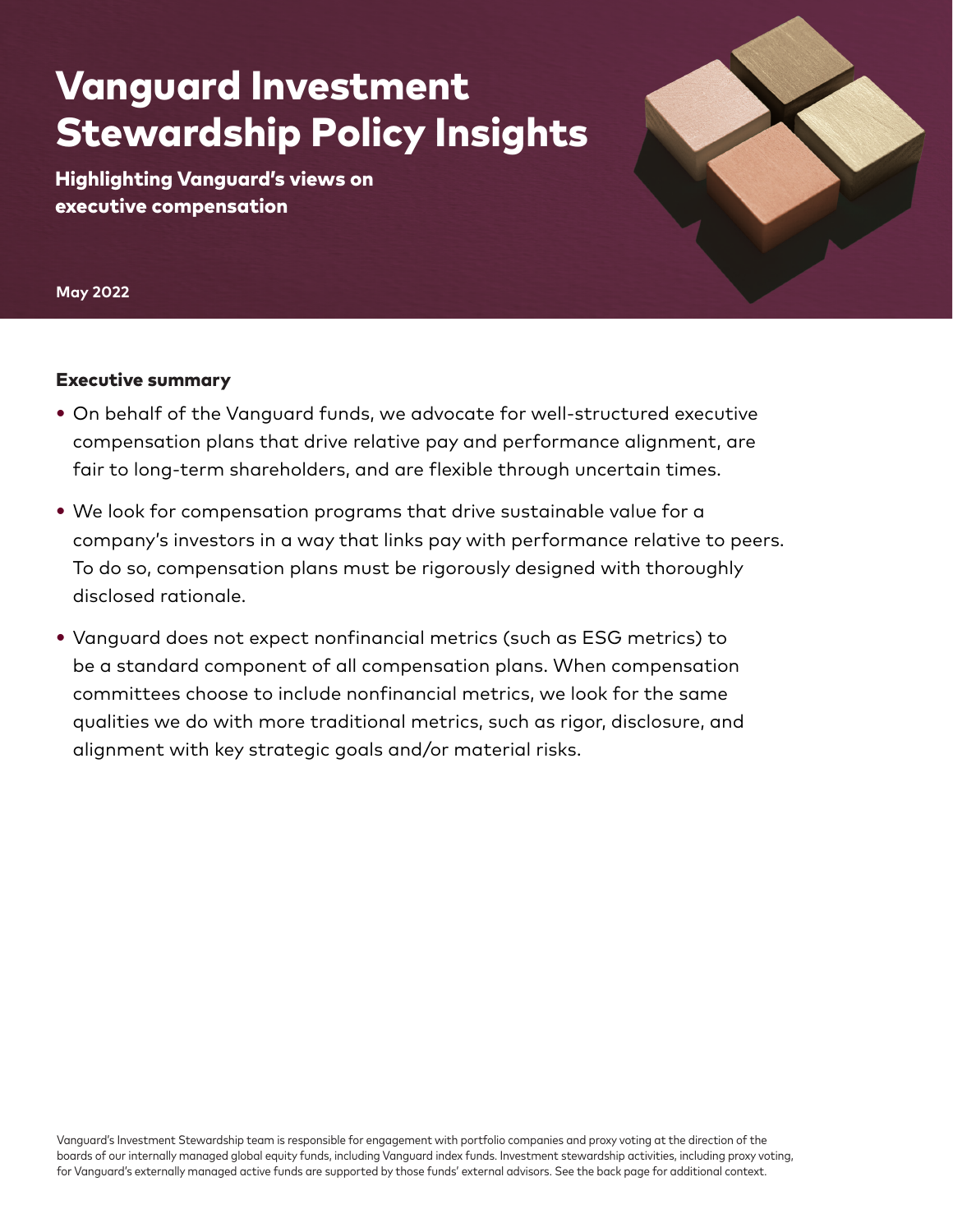# Vanguard Investment Stewardship Policy Insights

## Highlighting Vanguard's views on executive compensation

May 2022

### Executive summary

- On behalf of the Vanguard funds, we advocate for well-structured executive compensation plans that drive relative pay and performance alignment, are fair to long-term shareholders, and are flexible through uncertain times.
- We look for compensation programs that drive sustainable value for a company's investors in a way that links pay with performance relative to peers. To do so, compensation plans must be rigorously designed with thoroughly disclosed rationale.
- Vanguard does not expect nonfinancial metrics (such as ESG metrics) to be a standard component of all compensation plans. When compensation committees choose to include nonfinancial metrics, we look for the same qualities we do with more traditional metrics, such as rigor, disclosure, and alignment with key strategic goals and/or material risks.

Vanguard's Investment Stewardship team is responsible for engagement with portfolio companies and proxy voting at the direction of the boards of our internally managed global equity funds, including Vanguard index funds. Investment stewardship activities, including proxy voting, for Vanguard's externally managed active funds are supported by those funds' external advisors. See the back page for additional context.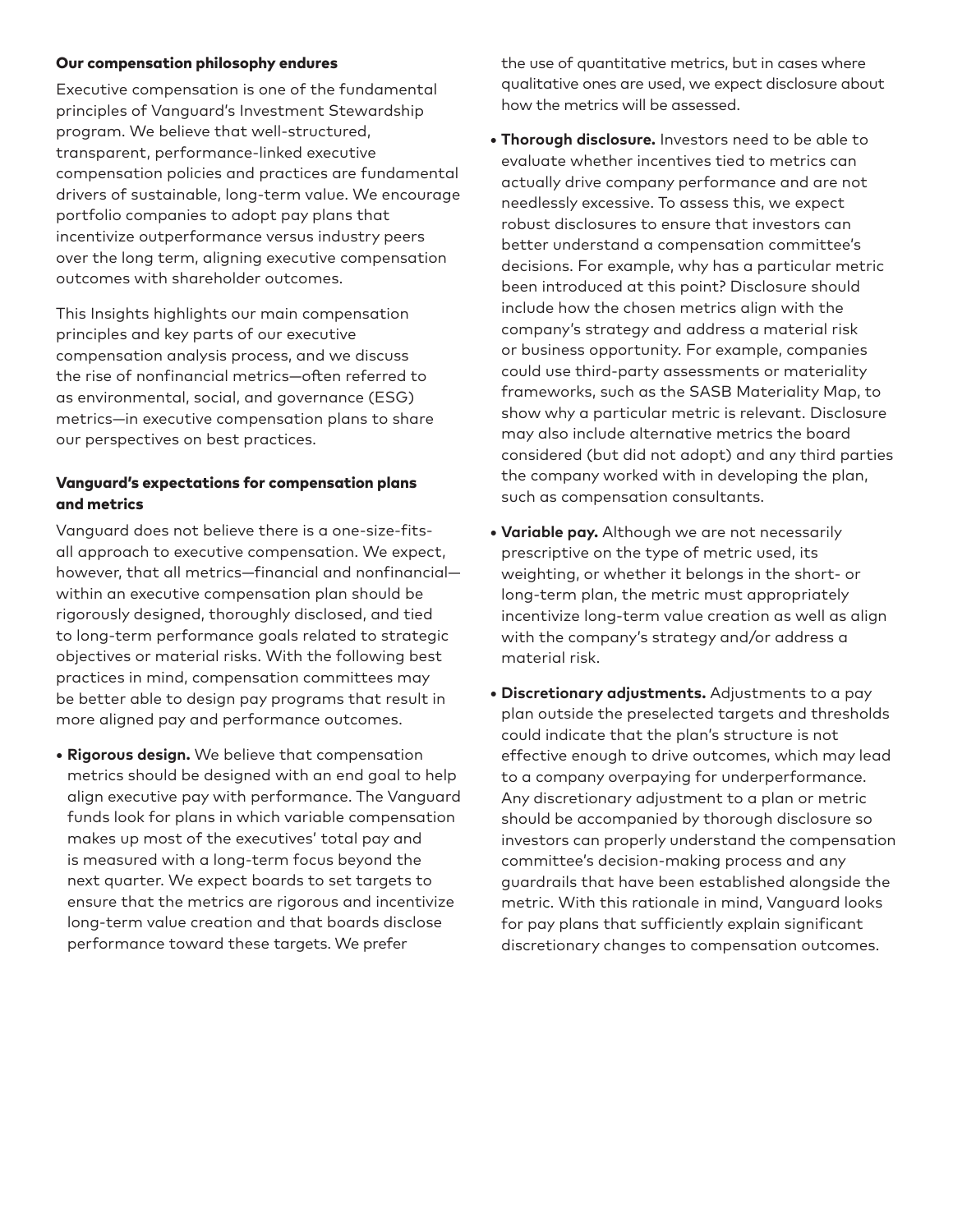### Our compensation philosophy endures

Executive compensation is one of the fundamental principles of Vanguard's Investment Stewardship program. We believe that well-structured, transparent, performance-linked executive compensation policies and practices are fundamental drivers of sustainable, long-term value. We encourage portfolio companies to adopt pay plans that incentivize outperformance versus industry peers over the long term, aligning executive compensation outcomes with shareholder outcomes.

This Insights highlights our main compensation principles and key parts of our executive compensation analysis process, and we discuss the rise of nonfinancial metrics—often referred to as environmental, social, and governance (ESG) metrics—in executive compensation plans to share our perspectives on best practices.

### Vanguard's expectations for compensation plans and metrics

Vanguard does not believe there is a one-size-fits-all approach to executive compensation. We expect, however, that all metrics—financial and nonfinancial—within an executive compensation plan should be rigorously designed, thoroughly disclosed, and tied to long-term performance goals related to strategic objectives or material risks. With the following best practices in mind, compensation committees may be better able to design pay programs that result in more aligned pay and performance outcomes.

- **Rigorous design.** We believe that compensation metrics should be designed with an end goal to help align executive pay with performance. The Vanguard funds look for plans in which variable compensation makes up most of the executives' total pay and is measured with a long-term focus beyond the next quarter. We expect boards to set targets to ensure that the metrics are rigorous and incentivize long-term value creation and that boards disclose performance toward these targets. We prefer the use of quantitative metrics, but in cases where qualitative ones are used, we expect disclosure about how the metrics will be assessed.
- **Thorough disclosure.** Investors need to be able to evaluate whether incentives tied to metrics can actually drive company performance and are not needlessly excessive. To assess this, we expect robust disclosures to ensure that investors can better understand a compensation committee's decisions. For example, why has a particular metric been introduced at this point? Disclosure should include how the chosen metrics align with the company's strategy and address a material risk or business opportunity. For example, companies could use third-party assessments or materiality frameworks, such as the SASB Materiality Map, to show why a particular metric is relevant. Disclosure may also include alternative metrics the board considered (but did not adopt) and any third parties the company worked with in developing the plan, such as compensation consultants.
- **Variable pay.** Although we are not necessarily prescriptive on the type of metric used, its weighting, or whether it belongs in the short- or long-term plan, the metric must appropriately incentivize long-term value creation as well as align with the company's strategy and/or address a material risk.
- **Discretionary adjustments.** Adjustments to a pay plan outside the preselected targets and thresholds could indicate that the plan's structure is not effective enough to drive outcomes, which may lead to a company overpaying for underperformance. Any discretionary adjustment to a plan or metric should be accompanied by thorough disclosure so investors can properly understand the compensation committee's decision-making process and any guardrails that have been established alongside the metric. With this rationale in mind, Vanguard looks for pay plans that sufficiently explain significant discretionary changes to compensation outcomes.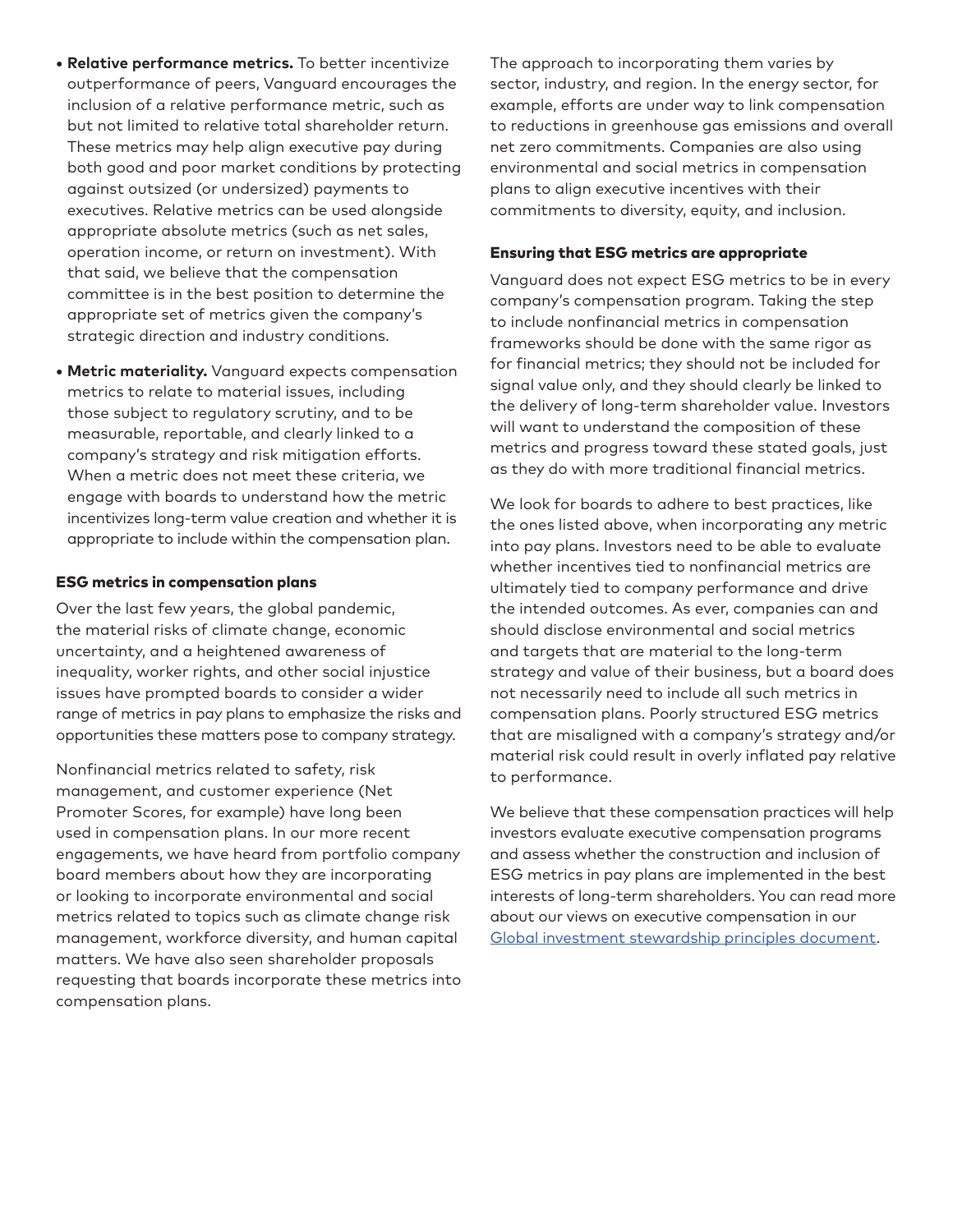- **Relative performance metrics.** To better incentivize outperformance of peers, Vanguard encourages the inclusion of a relative performance metric, such as but not limited to relative total shareholder return. These metrics may help align executive pay during both good and poor market conditions by protecting against outsized (or undersized) payments to executives. Relative metrics can be used alongside appropriate absolute metrics (such as net sales, operation income, or return on investment). With that said, we believe that the compensation committee is in the best position to determine the appropriate set of metrics given the company's strategic direction and industry conditions.
- **Metric materiality.** Vanguard expects compensation metrics to relate to material issues, including those subject to regulatory scrutiny, and to be measurable, reportable, and clearly linked to a company's strategy and risk mitigation efforts. When a metric does not meet these criteria, we engage with boards to understand how the metric incentivizes long-term value creation and whether it is appropriate to include within the compensation plan.

### ESG metrics in compensation plans

Over the last few years, the global pandemic, the material risks of climate change, economic uncertainty, and a heightened awareness of inequality, worker rights, and other social injustice issues have prompted boards to consider a wider range of metrics in pay plans to emphasize the risks and opportunities these matters pose to company strategy.

Nonfinancial metrics related to safety, risk management, and customer experience (Net Promoter Scores, for example) have long been used in compensation plans. In our more recent engagements, we have heard from portfolio company board members about how they are incorporating or looking to incorporate environmental and social metrics related to topics such as climate change risk management, workforce diversity, and human capital matters. We have also seen shareholder proposals requesting that boards incorporate these metrics into compensation plans.

The approach to incorporating them varies by sector, industry, and region. In the energy sector, for example, efforts are under way to link compensation to reductions in greenhouse gas emissions and overall net zero commitments. Companies are also using environmental and social metrics in compensation plans to align executive incentives with their commitments to diversity, equity, and inclusion.

### Ensuring that ESG metrics are appropriate

Vanguard does not expect ESG metrics to be in every company's compensation program. Taking the step to include nonfinancial metrics in compensation frameworks should be done with the same rigor as for financial metrics; they should not be included for signal value only, and they should clearly be linked to the delivery of long-term shareholder value. Investors will want to understand the composition of these metrics and progress toward these stated goals, just as they do with more traditional financial metrics.

We look for boards to adhere to best practices, like the ones listed above, when incorporating any metric into pay plans. Investors need to be able to evaluate whether incentives tied to nonfinancial metrics are ultimately tied to company performance and drive the intended outcomes. As ever, companies can and should disclose environmental and social metrics and targets that are material to the long-term strategy and value of their business, but a board does not necessarily need to include all such metrics in compensation plans. Poorly structured ESG metrics that are misaligned with a company's strategy and/or material risk could result in overly inflated pay relative to performance.

We believe that these compensation practices will help investors evaluate executive compensation programs and assess whether the construction and inclusion of ESG metrics in pay plans are implemented in the best interests of long-term shareholders. You can read more about our views on executive compensation in our Global investment stewardship principles document.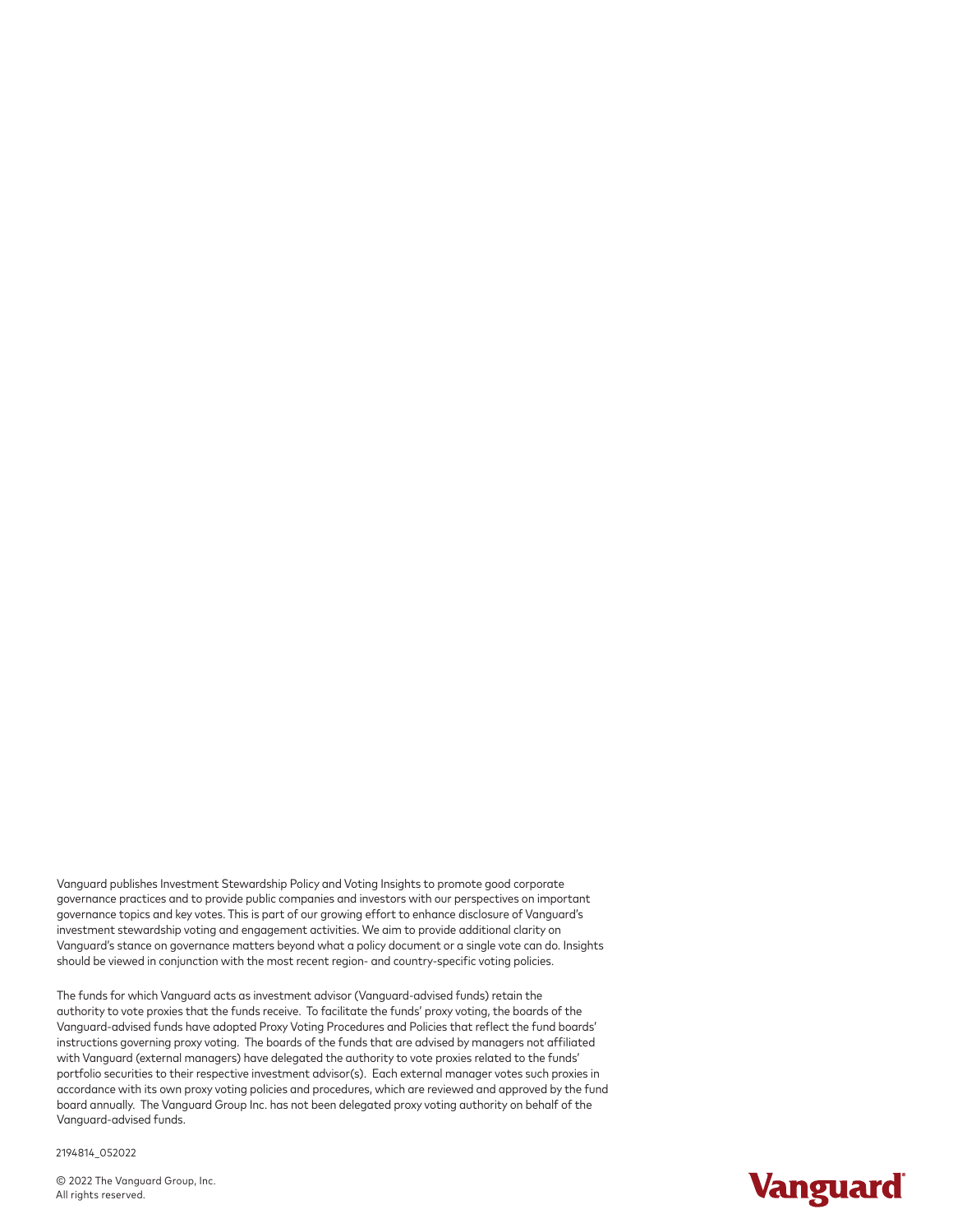Vanguard publishes Investment Stewardship Policy and Voting Insights to promote good corporate governance practices and to provide public companies and investors with our perspectives on important governance topics and key votes. This is part of our growing effort to enhance disclosure of Vanguard's investment stewardship voting and engagement activities. We aim to provide additional clarity on Vanguard's stance on governance matters beyond what a policy document or a single vote can do. Insights should be viewed in conjunction with the most recent region- and country-specific voting policies.

The funds for which Vanguard acts as investment advisor (Vanguard-advised funds) retain the authority to vote proxies that the funds receive. To facilitate the funds' proxy voting, the boards of the Vanguard-advised funds have adopted Proxy Voting Procedures and Policies that reflect the fund boards' instructions governing proxy voting. The boards of the funds that are advised by managers not affiliated with Vanguard (external managers) have delegated the authority to vote proxies related to the funds' portfolio securities to their respective investment advisor(s). Each external manager votes such proxies in accordance with its own proxy voting policies and procedures, which are reviewed and approved by the fund board annually. The Vanguard Group Inc. has not been delegated proxy voting authority on behalf of the Vanguard-advised funds.

2194814_052022

© 2022 The Vanguard Group, Inc.
All rights reserved.

Vanguard®